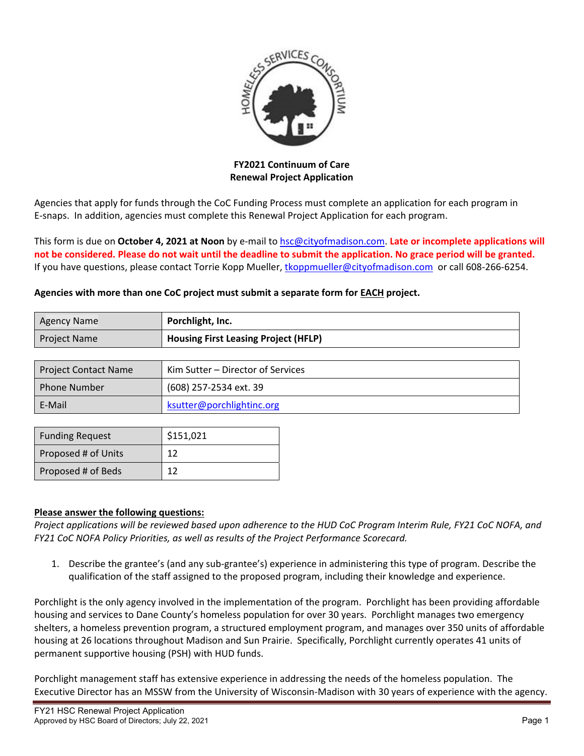**FY2021 Continuum of Care**
**Renewal Project Application**

Agencies that apply for funds through the CoC Funding Process must complete an application for each program in E-snaps. In addition, agencies must complete this Renewal Project Application for each program.

This form is due on **October 4, 2021 at Noon** by e-mail to hsc@cityofmadison.com. **Late or incomplete applications will not be considered. Please do not wait until the deadline to submit the application. No grace period will be granted.** If you have questions, please contact Torrie Kopp Mueller, tkoppmueller@cityofmadison.com or call 608-266-6254.

**Agencies with more than one CoC project must submit a separate form for EACH project.**

| Agency Name | **Porchlight, Inc.** |
|---|---|
| Project Name | **Housing First Leasing Project (HFLP)** |

| Project Contact Name | Kim Sutter – Director of Services |
|---|---|
| Phone Number | (608) 257-2534 ext. 39 |
| E-Mail | ksutter@porchlightinc.org |

| Funding Request | $151,021 |
|---|---|
| Proposed # of Units | 12 |
| Proposed # of Beds | 12 |

**Please answer the following questions:**

*Project applications will be reviewed based upon adherence to the HUD CoC Program Interim Rule, FY21 CoC NOFA, and FY21 CoC NOFA Policy Priorities, as well as results of the Project Performance Scorecard.*

1. Describe the grantee's (and any sub-grantee's) experience in administering this type of program. Describe the qualification of the staff assigned to the proposed program, including their knowledge and experience.

Porchlight is the only agency involved in the implementation of the program. Porchlight has been providing affordable housing and services to Dane County's homeless population for over 30 years. Porchlight manages two emergency shelters, a homeless prevention program, a structured employment program, and manages over 350 units of affordable housing at 26 locations throughout Madison and Sun Prairie. Specifically, Porchlight currently operates 41 units of permanent supportive housing (PSH) with HUD funds.

Porchlight management staff has extensive experience in addressing the needs of the homeless population. The Executive Director has an MSSW from the University of Wisconsin-Madison with 30 years of experience with the agency.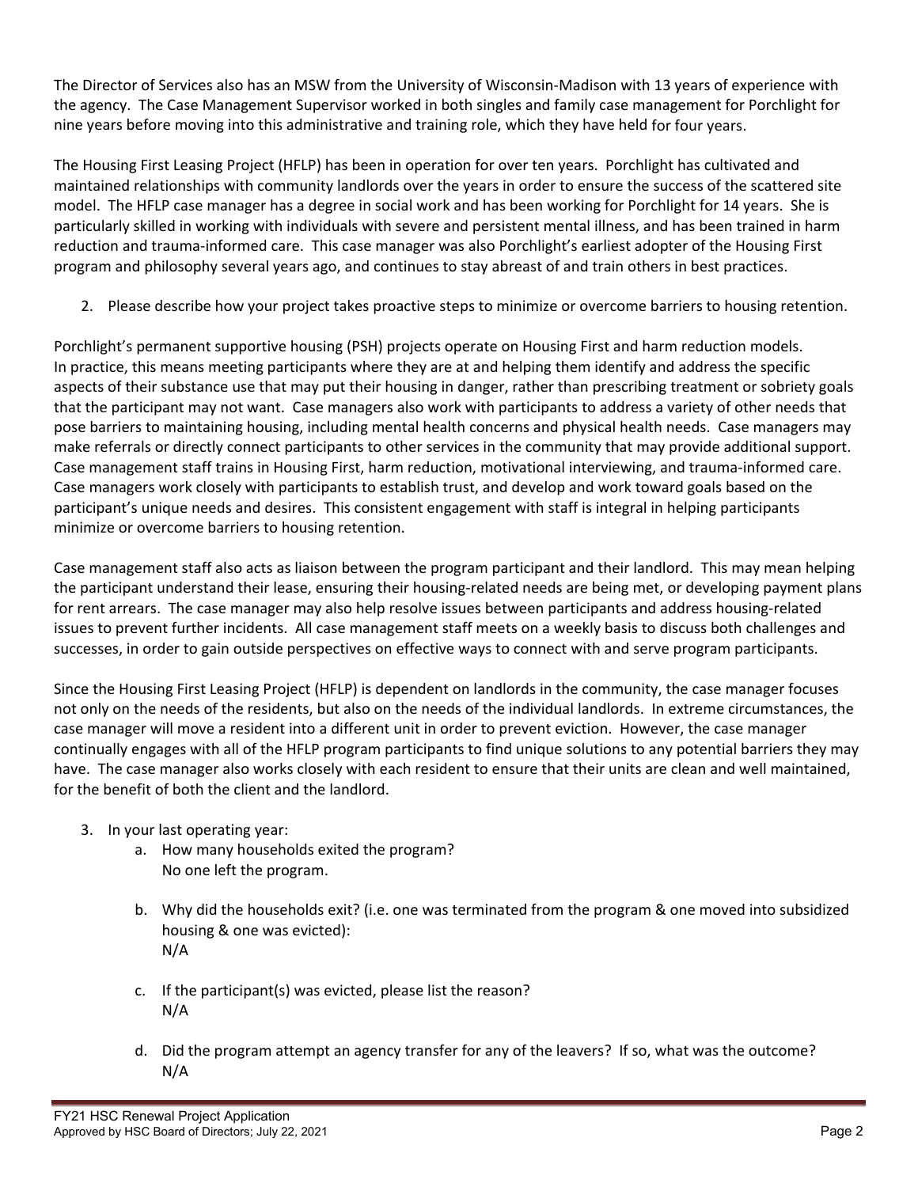The Director of Services also has an MSW from the University of Wisconsin-Madison with 13 years of experience with the agency. The Case Management Supervisor worked in both singles and family case management for Porchlight for nine years before moving into this administrative and training role, which they have held for four years.

The Housing First Leasing Project (HFLP) has been in operation for over ten years. Porchlight has cultivated and maintained relationships with community landlords over the years in order to ensure the success of the scattered site model. The HFLP case manager has a degree in social work and has been working for Porchlight for 14 years. She is particularly skilled in working with individuals with severe and persistent mental illness, and has been trained in harm reduction and trauma-informed care. This case manager was also Porchlight's earliest adopter of the Housing First program and philosophy several years ago, and continues to stay abreast of and train others in best practices.

2. Please describe how your project takes proactive steps to minimize or overcome barriers to housing retention.

Porchlight's permanent supportive housing (PSH) projects operate on Housing First and harm reduction models. In practice, this means meeting participants where they are at and helping them identify and address the specific aspects of their substance use that may put their housing in danger, rather than prescribing treatment or sobriety goals that the participant may not want. Case managers also work with participants to address a variety of other needs that pose barriers to maintaining housing, including mental health concerns and physical health needs. Case managers may make referrals or directly connect participants to other services in the community that may provide additional support. Case management staff trains in Housing First, harm reduction, motivational interviewing, and trauma-informed care. Case managers work closely with participants to establish trust, and develop and work toward goals based on the participant's unique needs and desires. This consistent engagement with staff is integral in helping participants minimize or overcome barriers to housing retention.

Case management staff also acts as liaison between the program participant and their landlord. This may mean helping the participant understand their lease, ensuring their housing-related needs are being met, or developing payment plans for rent arrears. The case manager may also help resolve issues between participants and address housing-related issues to prevent further incidents. All case management staff meets on a weekly basis to discuss both challenges and successes, in order to gain outside perspectives on effective ways to connect with and serve program participants.

Since the Housing First Leasing Project (HFLP) is dependent on landlords in the community, the case manager focuses not only on the needs of the residents, but also on the needs of the individual landlords. In extreme circumstances, the case manager will move a resident into a different unit in order to prevent eviction. However, the case manager continually engages with all of the HFLP program participants to find unique solutions to any potential barriers they may have. The case manager also works closely with each resident to ensure that their units are clean and well maintained, for the benefit of both the client and the landlord.

3. In your last operating year:
    a. How many households exited the program?
       No one left the program.

    b. Why did the households exit? (i.e. one was terminated from the program & one moved into subsidized housing & one was evicted):
       N/A

    c. If the participant(s) was evicted, please list the reason?
       N/A

    d. Did the program attempt an agency transfer for any of the leavers? If so, what was the outcome?
       N/A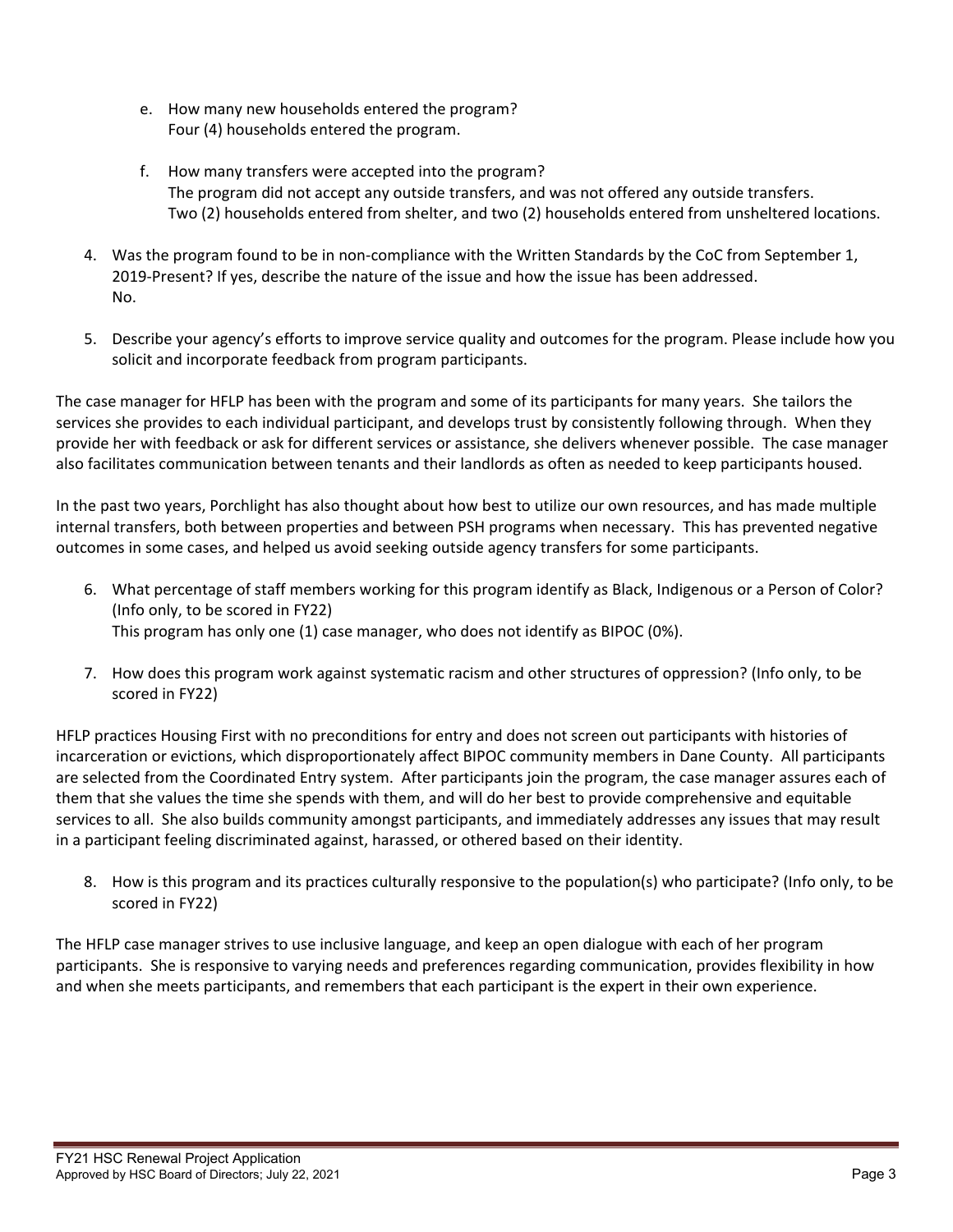e. How many new households entered the program?
   Four (4) households entered the program.

f. How many transfers were accepted into the program?
   The program did not accept any outside transfers, and was not offered any outside transfers. Two (2) households entered from shelter, and two (2) households entered from unsheltered locations.

4. Was the program found to be in non-compliance with the Written Standards by the CoC from September 1, 2019-Present? If yes, describe the nature of the issue and how the issue has been addressed.
   No.

5. Describe your agency's efforts to improve service quality and outcomes for the program. Please include how you solicit and incorporate feedback from program participants.

The case manager for HFLP has been with the program and some of its participants for many years. She tailors the services she provides to each individual participant, and develops trust by consistently following through. When they provide her with feedback or ask for different services or assistance, she delivers whenever possible. The case manager also facilitates communication between tenants and their landlords as often as needed to keep participants housed.

In the past two years, Porchlight has also thought about how best to utilize our own resources, and has made multiple internal transfers, both between properties and between PSH programs when necessary. This has prevented negative outcomes in some cases, and helped us avoid seeking outside agency transfers for some participants.

6. What percentage of staff members working for this program identify as Black, Indigenous or a Person of Color? (Info only, to be scored in FY22)
   This program has only one (1) case manager, who does not identify as BIPOC (0%).

7. How does this program work against systematic racism and other structures of oppression? (Info only, to be scored in FY22)

HFLP practices Housing First with no preconditions for entry and does not screen out participants with histories of incarceration or evictions, which disproportionately affect BIPOC community members in Dane County. All participants are selected from the Coordinated Entry system. After participants join the program, the case manager assures each of them that she values the time she spends with them, and will do her best to provide comprehensive and equitable services to all. She also builds community amongst participants, and immediately addresses any issues that may result in a participant feeling discriminated against, harassed, or othered based on their identity.

8. How is this program and its practices culturally responsive to the population(s) who participate? (Info only, to be scored in FY22)

The HFLP case manager strives to use inclusive language, and keep an open dialogue with each of her program participants. She is responsive to varying needs and preferences regarding communication, provides flexibility in how and when she meets participants, and remembers that each participant is the expert in their own experience.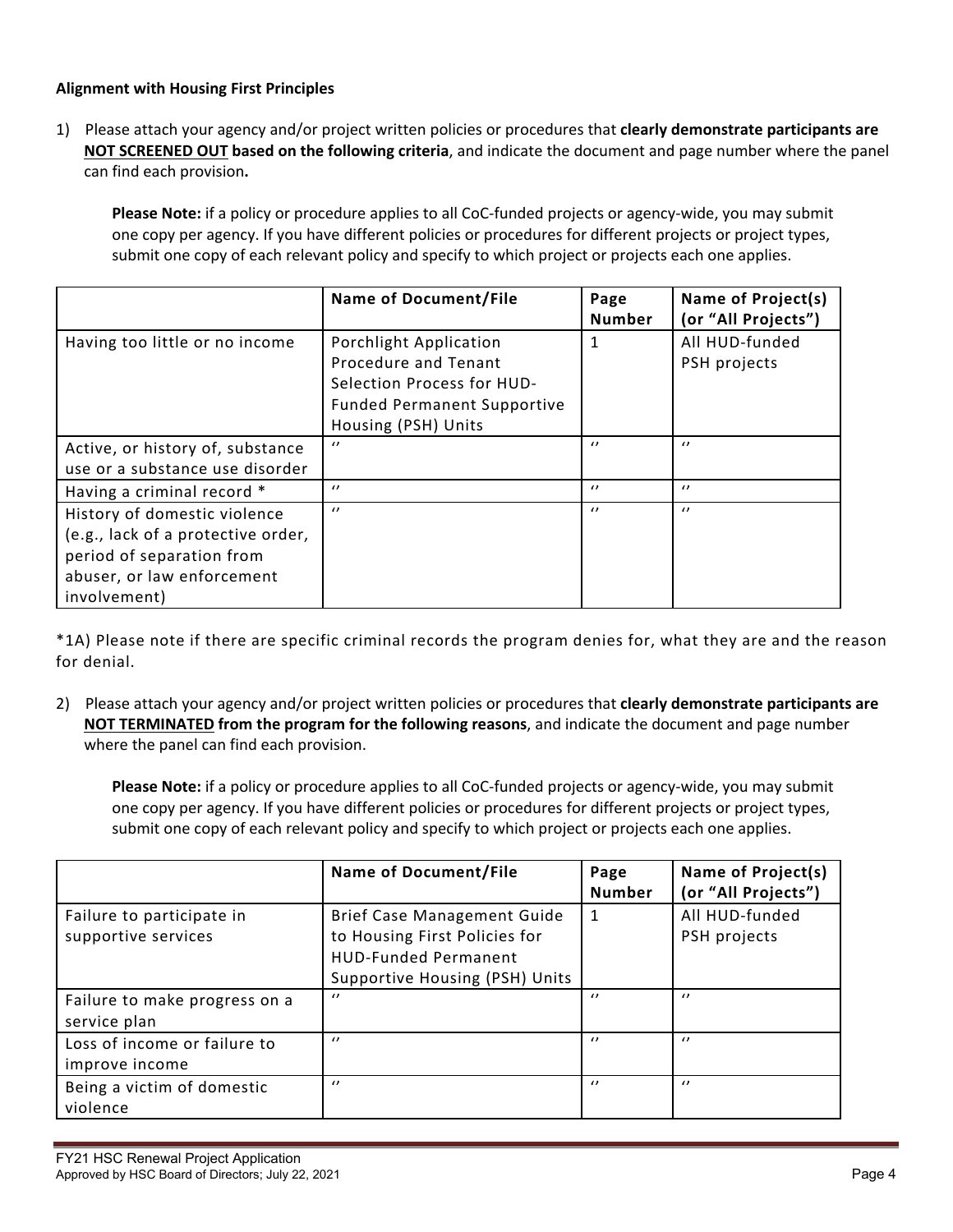**Alignment with Housing First Principles**

1) Please attach your agency and/or project written policies or procedures that **clearly demonstrate participants are NOT SCREENED OUT based on the following criteria**, and indicate the document and page number where the panel can find each provision**.**

**Please Note:** if a policy or procedure applies to all CoC-funded projects or agency-wide, you may submit one copy per agency. If you have different policies or procedures for different projects or project types, submit one copy of each relevant policy and specify to which project or projects each one applies.

| | Name of Document/File | Page Number | Name of Project(s) (or "All Projects") |
|---|---|---|---|
| Having too little or no income | Porchlight Application Procedure and Tenant Selection Process for HUD-Funded Permanent Supportive Housing (PSH) Units | 1 | All HUD-funded PSH projects |
| Active, or history of, substance use or a substance use disorder | " | " | " |
| Having a criminal record * | " | " | " |
| History of domestic violence (e.g., lack of a protective order, period of separation from abuser, or law enforcement involvement) | " | " | " |

*1A) Please note if there are specific criminal records the program denies for, what they are and the reason for denial.

2) Please attach your agency and/or project written policies or procedures that **clearly demonstrate participants are NOT TERMINATED from the program for the following reasons**, and indicate the document and page number where the panel can find each provision.

**Please Note:** if a policy or procedure applies to all CoC-funded projects or agency-wide, you may submit one copy per agency. If you have different policies or procedures for different projects or project types, submit one copy of each relevant policy and specify to which project or projects each one applies.

| | Name of Document/File | Page Number | Name of Project(s) (or "All Projects") |
|---|---|---|---|
| Failure to participate in supportive services | Brief Case Management Guide to Housing First Policies for HUD-Funded Permanent Supportive Housing (PSH) Units | 1 | All HUD-funded PSH projects |
| Failure to make progress on a service plan | " | " | " |
| Loss of income or failure to improve income | " | " | " |
| Being a victim of domestic violence | " | " | " |

FY21 HSC Renewal Project Application
Approved by HSC Board of Directors; July 22, 2021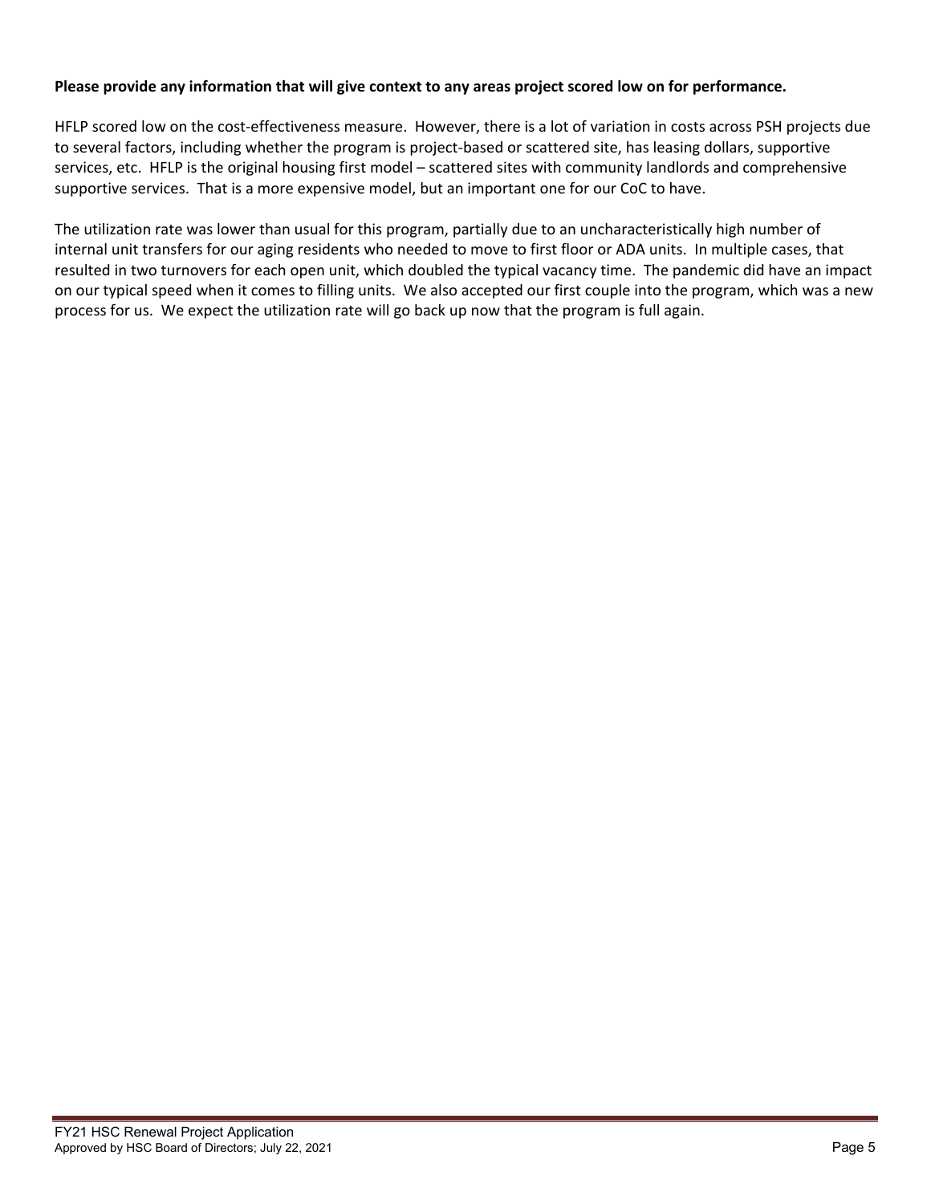**Please provide any information that will give context to any areas project scored low on for performance.**

HFLP scored low on the cost-effectiveness measure. However, there is a lot of variation in costs across PSH projects due to several factors, including whether the program is project-based or scattered site, has leasing dollars, supportive services, etc. HFLP is the original housing first model – scattered sites with community landlords and comprehensive supportive services. That is a more expensive model, but an important one for our CoC to have.

The utilization rate was lower than usual for this program, partially due to an uncharacteristically high number of internal unit transfers for our aging residents who needed to move to first floor or ADA units. In multiple cases, that resulted in two turnovers for each open unit, which doubled the typical vacancy time. The pandemic did have an impact on our typical speed when it comes to filling units. We also accepted our first couple into the program, which was a new process for us. We expect the utilization rate will go back up now that the program is full again.